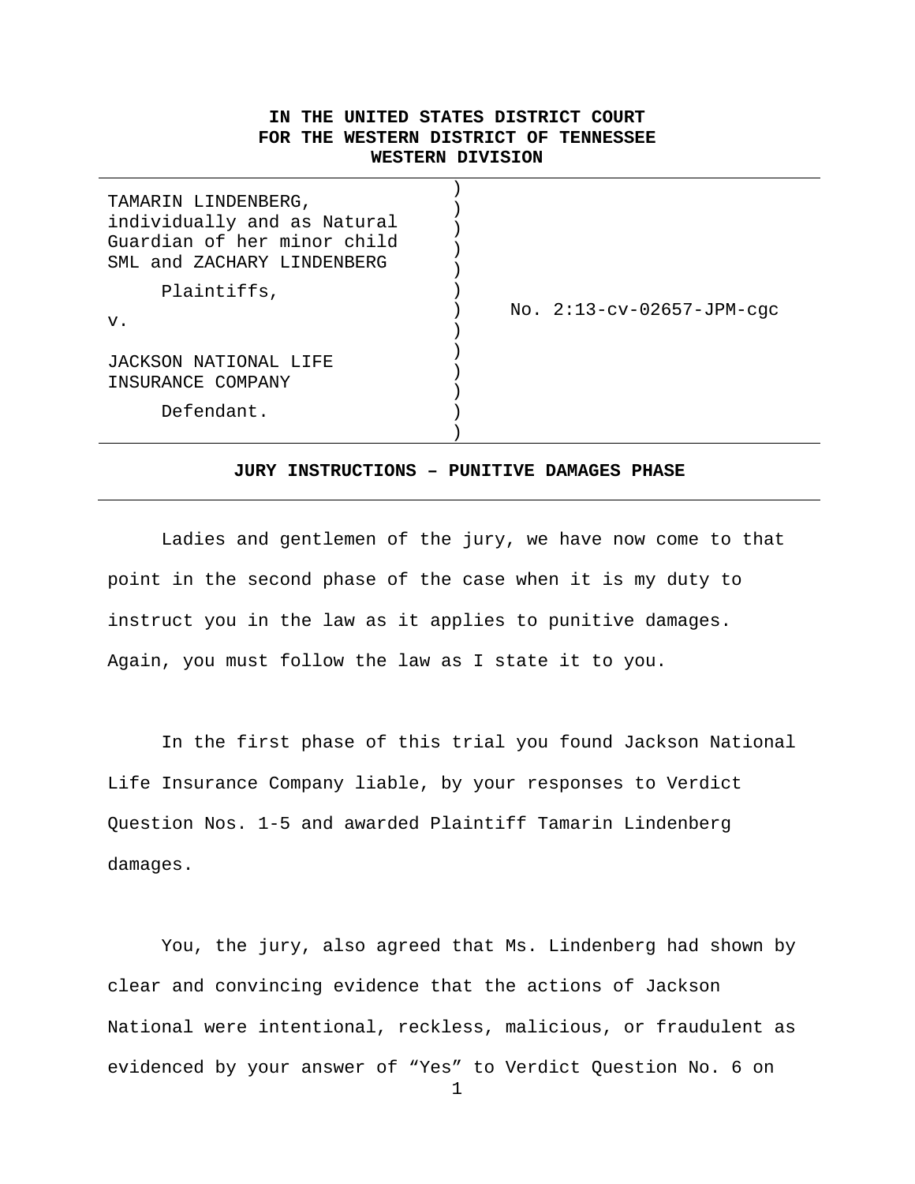**IN THE UNITED STATES DISTRICT COURT**
**FOR THE WESTERN DISTRICT OF TENNESSEE**
**WESTERN DIVISION**

| | | |
|---|---|---|
| TAMARIN LINDENBERG, individually and as Natural Guardian of her minor child SML and ZACHARY LINDENBERG<br><br>Plaintiffs,<br><br>v.<br><br>JACKSON NATIONAL LIFE INSURANCE COMPANY<br><br>Defendant. | ) | No. 2:13-cv-02657-JPM-cgc |

**JURY INSTRUCTIONS – PUNITIVE DAMAGES PHASE**

Ladies and gentlemen of the jury, we have now come to that point in the second phase of the case when it is my duty to instruct you in the law as it applies to punitive damages. Again, you must follow the law as I state it to you.

In the first phase of this trial you found Jackson National Life Insurance Company liable, by your responses to Verdict Question Nos. 1-5 and awarded Plaintiff Tamarin Lindenberg damages.

You, the jury, also agreed that Ms. Lindenberg had shown by clear and convincing evidence that the actions of Jackson National were intentional, reckless, malicious, or fraudulent as evidenced by your answer of "Yes" to Verdict Question No. 6 on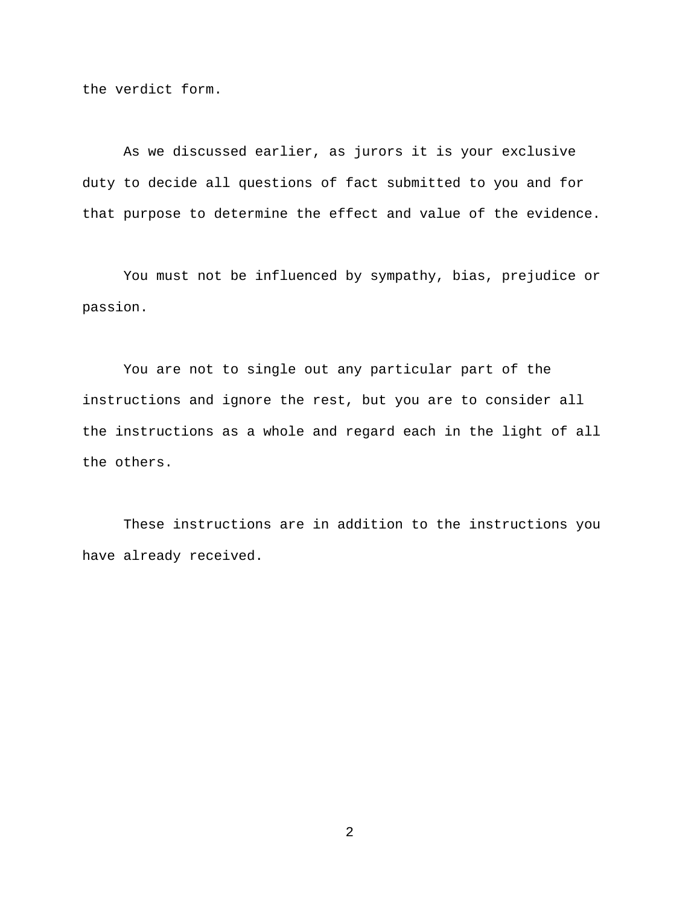the verdict form.

As we discussed earlier, as jurors it is your exclusive duty to decide all questions of fact submitted to you and for that purpose to determine the effect and value of the evidence.

You must not be influenced by sympathy, bias, prejudice or passion.

You are not to single out any particular part of the instructions and ignore the rest, but you are to consider all the instructions as a whole and regard each in the light of all the others.

These instructions are in addition to the instructions you have already received.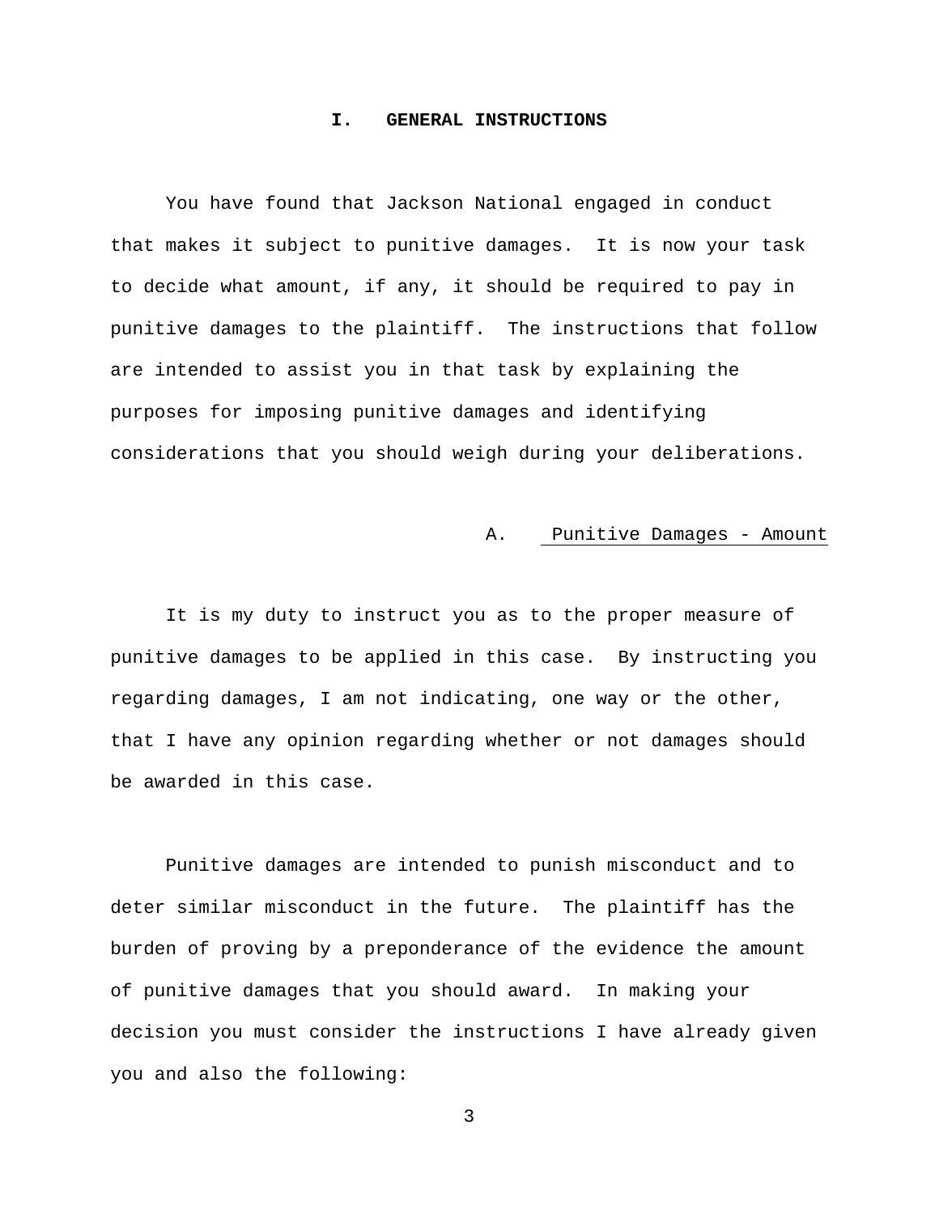# I. GENERAL INSTRUCTIONS

You have found that Jackson National engaged in conduct that makes it subject to punitive damages. It is now your task to decide what amount, if any, it should be required to pay in punitive damages to the plaintiff. The instructions that follow are intended to assist you in that task by explaining the purposes for imposing punitive damages and identifying considerations that you should weigh during your deliberations.

## A. Punitive Damages - Amount

It is my duty to instruct you as to the proper measure of punitive damages to be applied in this case. By instructing you regarding damages, I am not indicating, one way or the other, that I have any opinion regarding whether or not damages should be awarded in this case.

Punitive damages are intended to punish misconduct and to deter similar misconduct in the future. The plaintiff has the burden of proving by a preponderance of the evidence the amount of punitive damages that you should award. In making your decision you must consider the instructions I have already given you and also the following: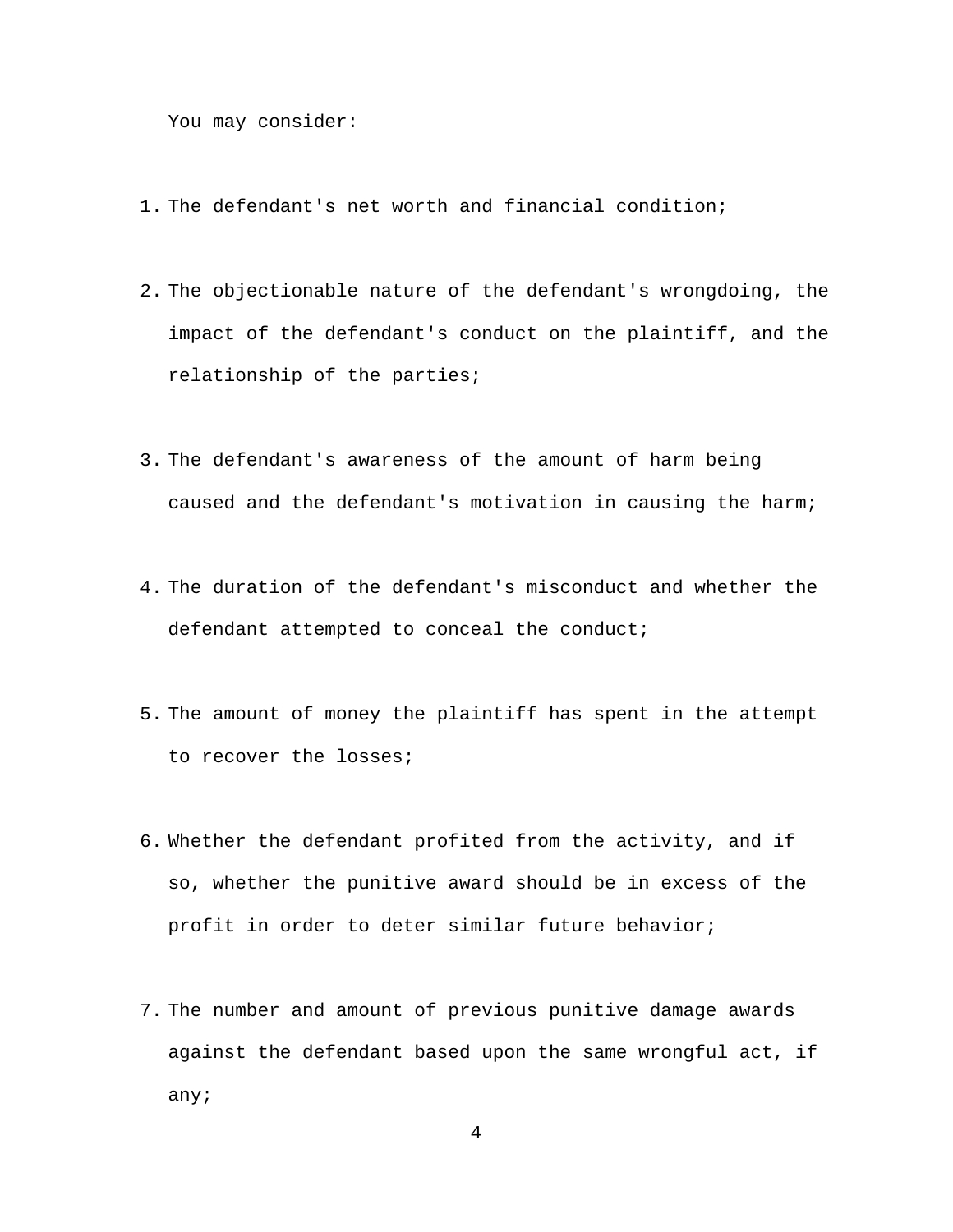You may consider:

1. The defendant's net worth and financial condition;

2. The objectionable nature of the defendant's wrongdoing, the impact of the defendant's conduct on the plaintiff, and the relationship of the parties;

3. The defendant's awareness of the amount of harm being caused and the defendant's motivation in causing the harm;

4. The duration of the defendant's misconduct and whether the defendant attempted to conceal the conduct;

5. The amount of money the plaintiff has spent in the attempt to recover the losses;

6. Whether the defendant profited from the activity, and if so, whether the punitive award should be in excess of the profit in order to deter similar future behavior;

7. The number and amount of previous punitive damage awards against the defendant based upon the same wrongful act, if any;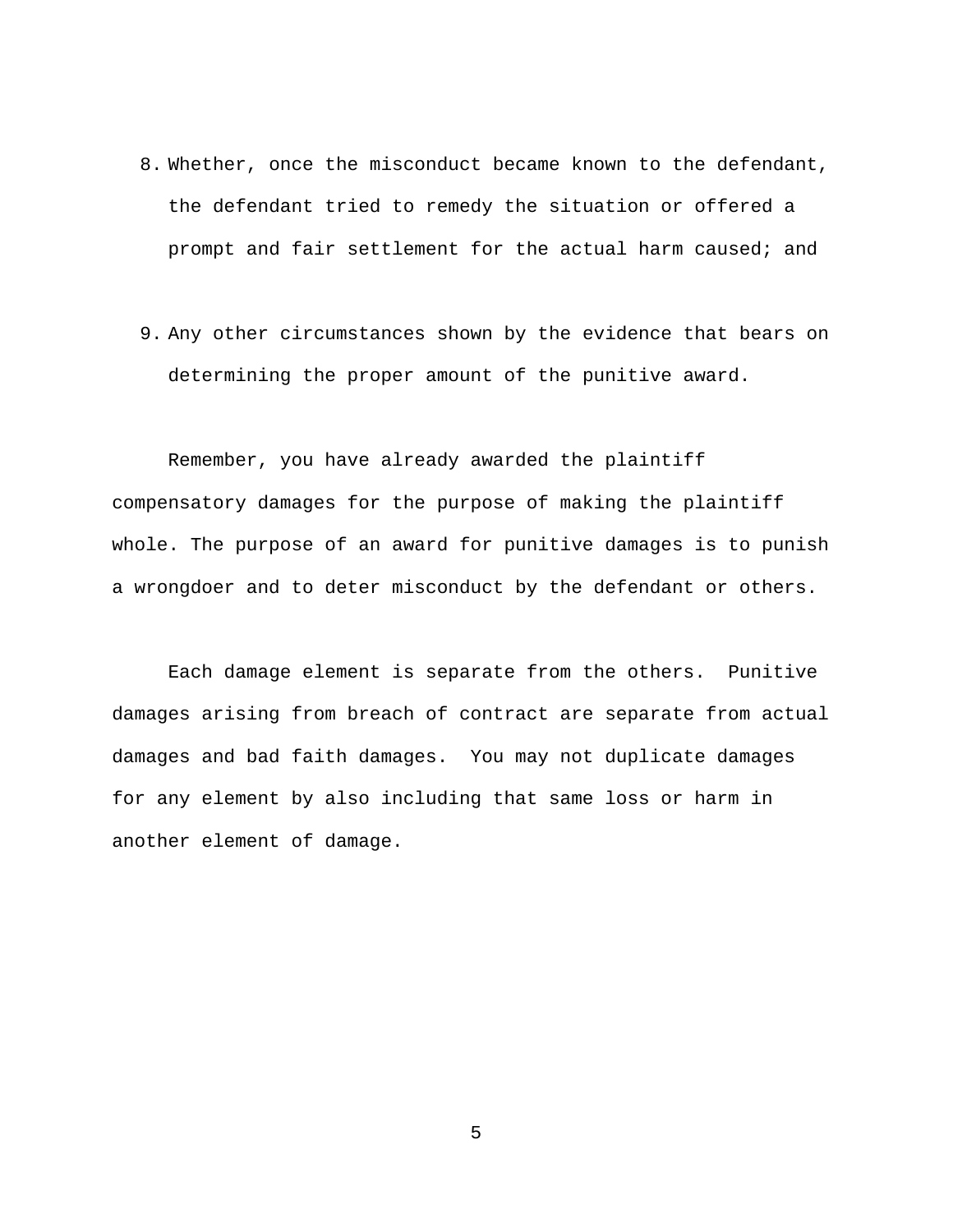8. Whether, once the misconduct became known to the defendant, the defendant tried to remedy the situation or offered a prompt and fair settlement for the actual harm caused; and

9. Any other circumstances shown by the evidence that bears on determining the proper amount of the punitive award.

Remember, you have already awarded the plaintiff compensatory damages for the purpose of making the plaintiff whole. The purpose of an award for punitive damages is to punish a wrongdoer and to deter misconduct by the defendant or others.

Each damage element is separate from the others. Punitive damages arising from breach of contract are separate from actual damages and bad faith damages. You may not duplicate damages for any element by also including that same loss or harm in another element of damage.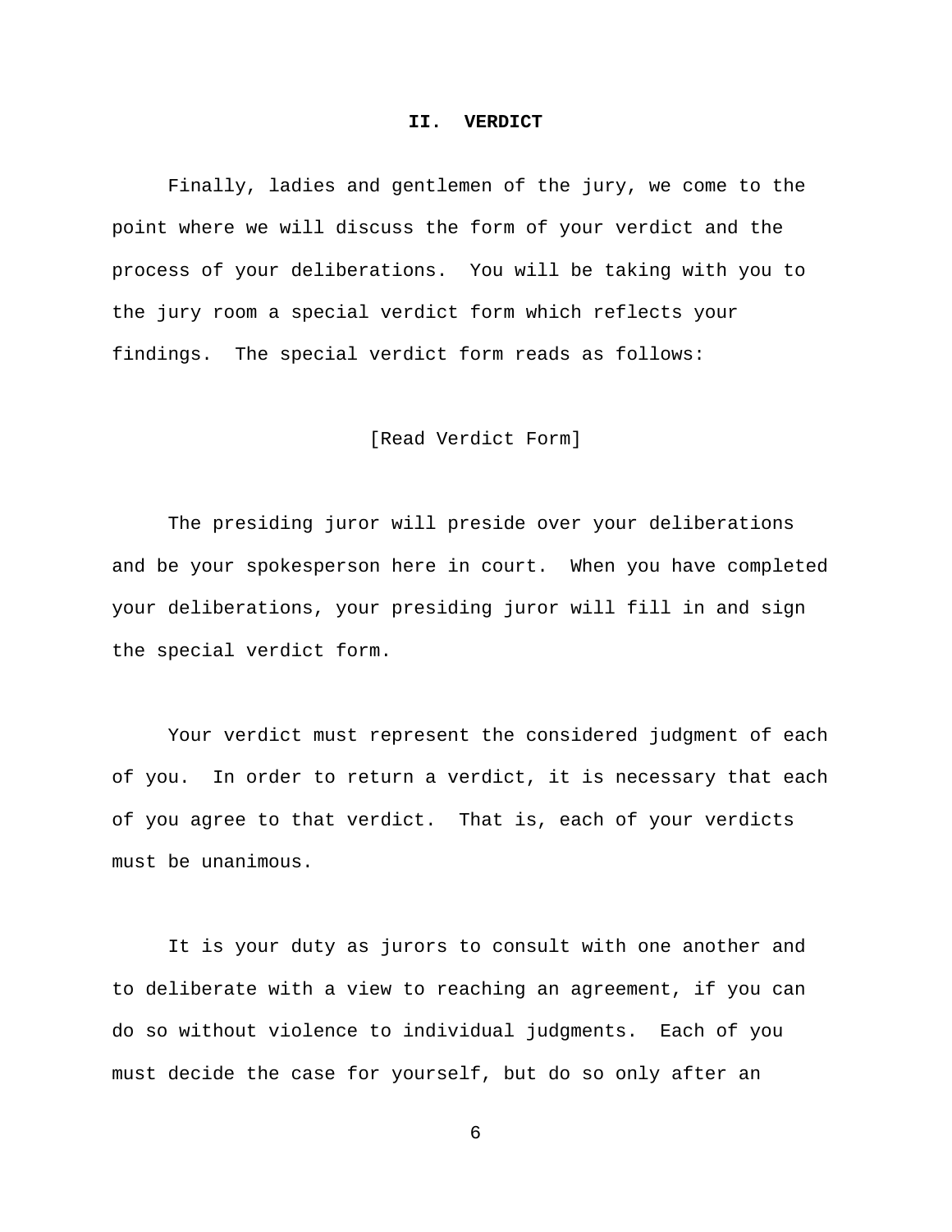## II. VERDICT

Finally, ladies and gentlemen of the jury, we come to the point where we will discuss the form of your verdict and the process of your deliberations. You will be taking with you to the jury room a special verdict form which reflects your findings. The special verdict form reads as follows:

[Read Verdict Form]

The presiding juror will preside over your deliberations and be your spokesperson here in court. When you have completed your deliberations, your presiding juror will fill in and sign the special verdict form.

Your verdict must represent the considered judgment of each of you. In order to return a verdict, it is necessary that each of you agree to that verdict. That is, each of your verdicts must be unanimous.

It is your duty as jurors to consult with one another and to deliberate with a view to reaching an agreement, if you can do so without violence to individual judgments. Each of you must decide the case for yourself, but do so only after an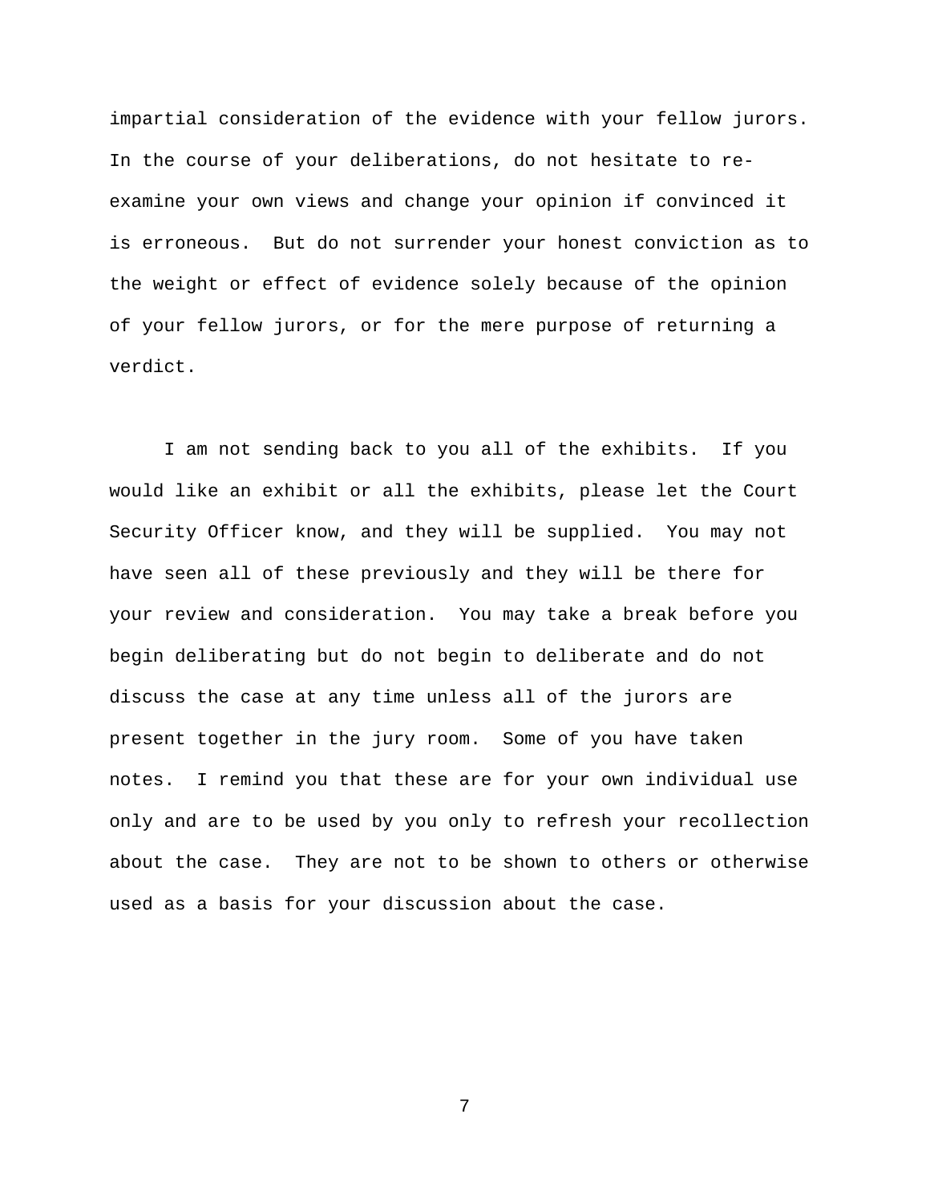impartial consideration of the evidence with your fellow jurors. In the course of your deliberations, do not hesitate to re-examine your own views and change your opinion if convinced it is erroneous. But do not surrender your honest conviction as to the weight or effect of evidence solely because of the opinion of your fellow jurors, or for the mere purpose of returning a verdict.

I am not sending back to you all of the exhibits. If you would like an exhibit or all the exhibits, please let the Court Security Officer know, and they will be supplied. You may not have seen all of these previously and they will be there for your review and consideration. You may take a break before you begin deliberating but do not begin to deliberate and do not discuss the case at any time unless all of the jurors are present together in the jury room. Some of you have taken notes. I remind you that these are for your own individual use only and are to be used by you only to refresh your recollection about the case. They are not to be shown to others or otherwise used as a basis for your discussion about the case.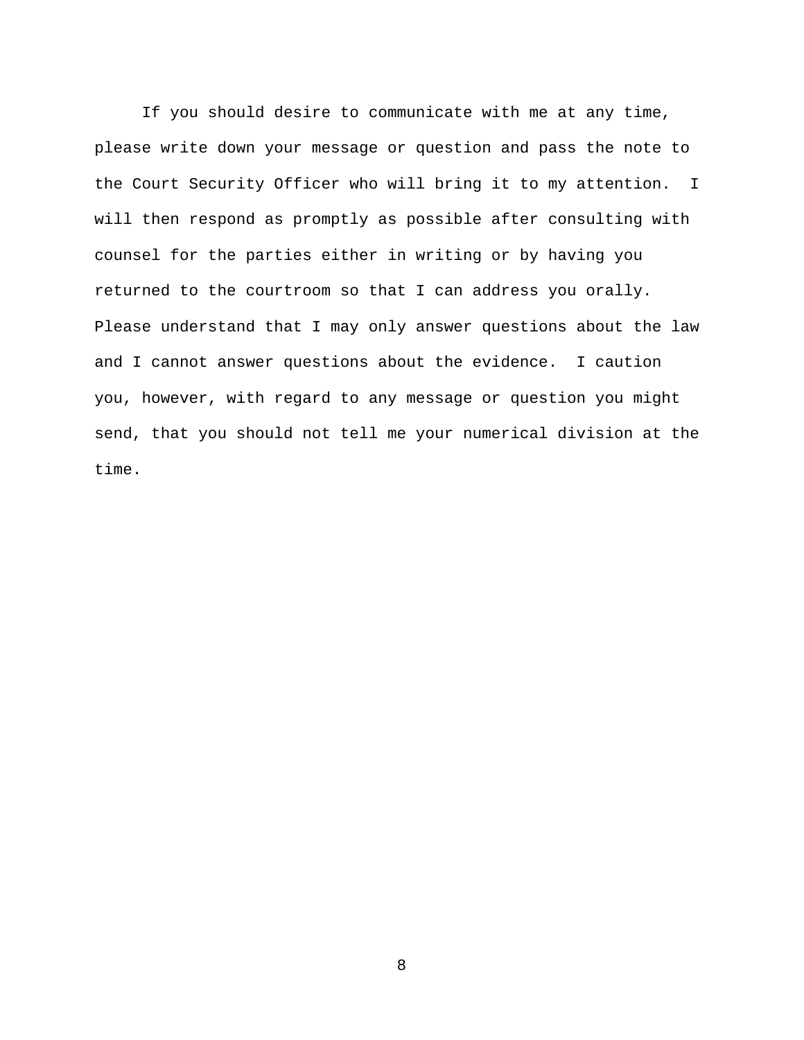If you should desire to communicate with me at any time, please write down your message or question and pass the note to the Court Security Officer who will bring it to my attention. I will then respond as promptly as possible after consulting with counsel for the parties either in writing or by having you returned to the courtroom so that I can address you orally. Please understand that I may only answer questions about the law and I cannot answer questions about the evidence. I caution you, however, with regard to any message or question you might send, that you should not tell me your numerical division at the time.